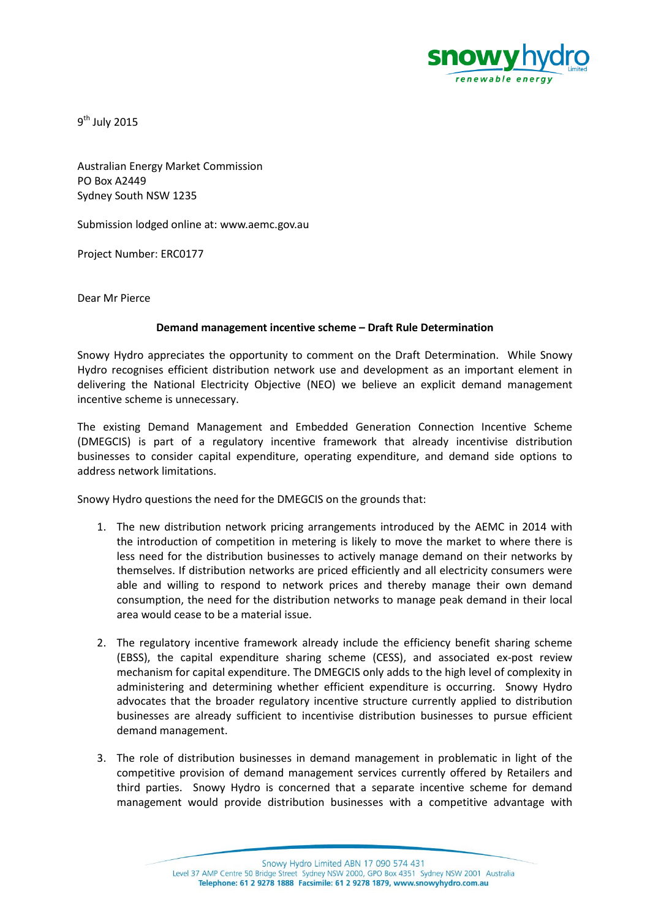9th July 2015

Australian Energy Market Commission  
PO Box A2449  
Sydney South NSW 1235

Submission lodged online at: www.aemc.gov.au

Project Number: ERC0177

Dear Mr Pierce

**Demand management incentive scheme – Draft Rule Determination**

Snowy Hydro appreciates the opportunity to comment on the Draft Determination. While Snowy Hydro recognises efficient distribution network use and development as an important element in delivering the National Electricity Objective (NEO) we believe an explicit demand management incentive scheme is unnecessary.

The existing Demand Management and Embedded Generation Connection Incentive Scheme (DMEGCIS) is part of a regulatory incentive framework that already incentivise distribution businesses to consider capital expenditure, operating expenditure, and demand side options to address network limitations.

Snowy Hydro questions the need for the DMEGCIS on the grounds that:

1. The new distribution network pricing arrangements introduced by the AEMC in 2014 with the introduction of competition in metering is likely to move the market to where there is less need for the distribution businesses to actively manage demand on their networks by themselves. If distribution networks are priced efficiently and all electricity consumers were able and willing to respond to network prices and thereby manage their own demand consumption, the need for the distribution networks to manage peak demand in their local area would cease to be a material issue.

2. The regulatory incentive framework already include the efficiency benefit sharing scheme (EBSS), the capital expenditure sharing scheme (CESS), and associated ex-post review mechanism for capital expenditure. The DMEGCIS only adds to the high level of complexity in administering and determining whether efficient expenditure is occurring. Snowy Hydro advocates that the broader regulatory incentive structure currently applied to distribution businesses are already sufficient to incentivise distribution businesses to pursue efficient demand management.

3. The role of distribution businesses in demand management in problematic in light of the competitive provision of demand management services currently offered by Retailers and third parties. Snowy Hydro is concerned that a separate incentive scheme for demand management would provide distribution businesses with a competitive advantage with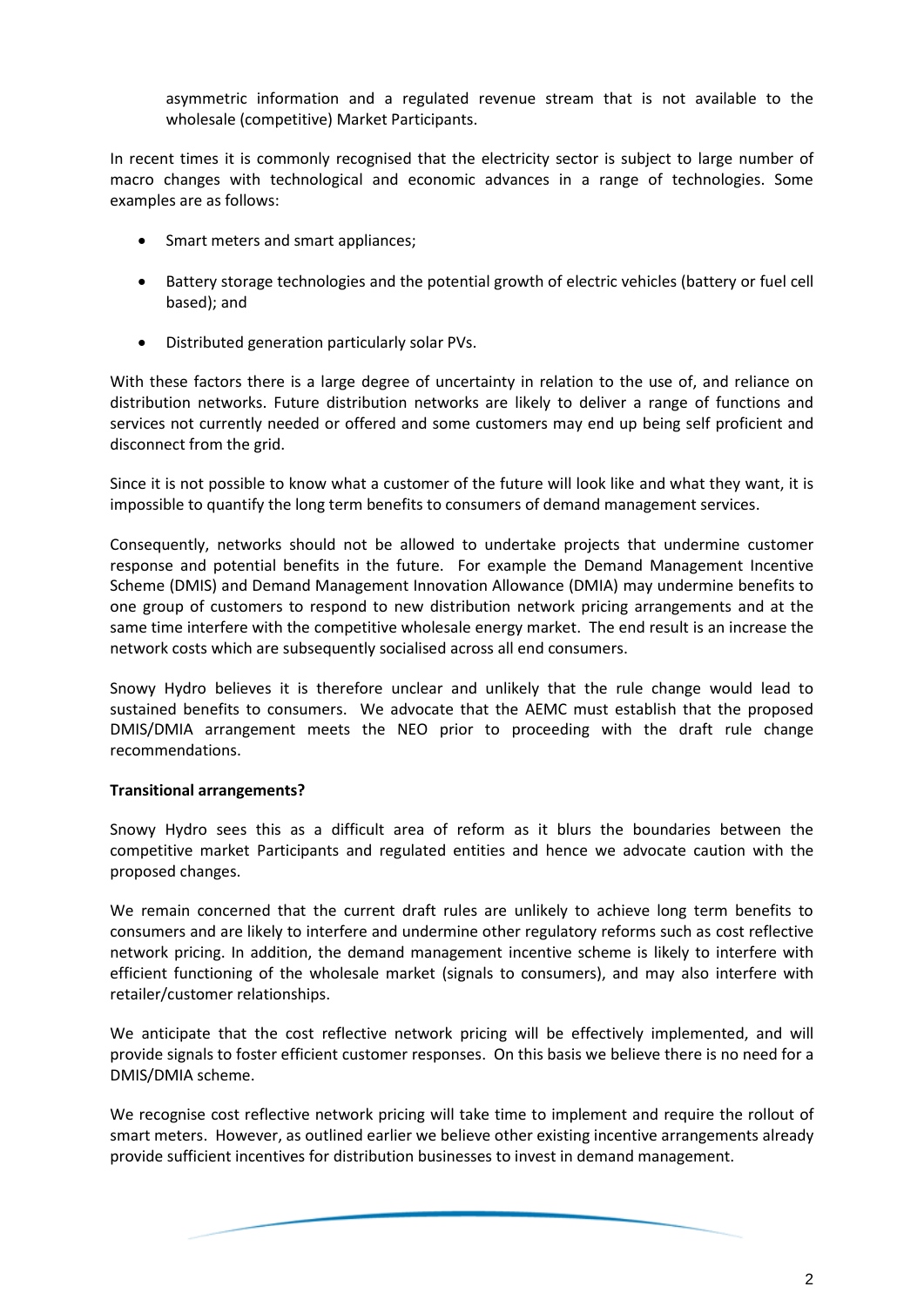asymmetric information and a regulated revenue stream that is not available to the wholesale (competitive) Market Participants.

In recent times it is commonly recognised that the electricity sector is subject to large number of macro changes with technological and economic advances in a range of technologies. Some examples are as follows:

- Smart meters and smart appliances;
- Battery storage technologies and the potential growth of electric vehicles (battery or fuel cell based); and
- Distributed generation particularly solar PVs.

With these factors there is a large degree of uncertainty in relation to the use of, and reliance on distribution networks. Future distribution networks are likely to deliver a range of functions and services not currently needed or offered and some customers may end up being self proficient and disconnect from the grid.

Since it is not possible to know what a customer of the future will look like and what they want, it is impossible to quantify the long term benefits to consumers of demand management services.

Consequently, networks should not be allowed to undertake projects that undermine customer response and potential benefits in the future. For example the Demand Management Incentive Scheme (DMIS) and Demand Management Innovation Allowance (DMIA) may undermine benefits to one group of customers to respond to new distribution network pricing arrangements and at the same time interfere with the competitive wholesale energy market. The end result is an increase the network costs which are subsequently socialised across all end consumers.

Snowy Hydro believes it is therefore unclear and unlikely that the rule change would lead to sustained benefits to consumers. We advocate that the AEMC must establish that the proposed DMIS/DMIA arrangement meets the NEO prior to proceeding with the draft rule change recommendations.

**Transitional arrangements?**

Snowy Hydro sees this as a difficult area of reform as it blurs the boundaries between the competitive market Participants and regulated entities and hence we advocate caution with the proposed changes.

We remain concerned that the current draft rules are unlikely to achieve long term benefits to consumers and are likely to interfere and undermine other regulatory reforms such as cost reflective network pricing. In addition, the demand management incentive scheme is likely to interfere with efficient functioning of the wholesale market (signals to consumers), and may also interfere with retailer/customer relationships.

We anticipate that the cost reflective network pricing will be effectively implemented, and will provide signals to foster efficient customer responses. On this basis we believe there is no need for a DMIS/DMIA scheme.

We recognise cost reflective network pricing will take time to implement and require the rollout of smart meters. However, as outlined earlier we believe other existing incentive arrangements already provide sufficient incentives for distribution businesses to invest in demand management.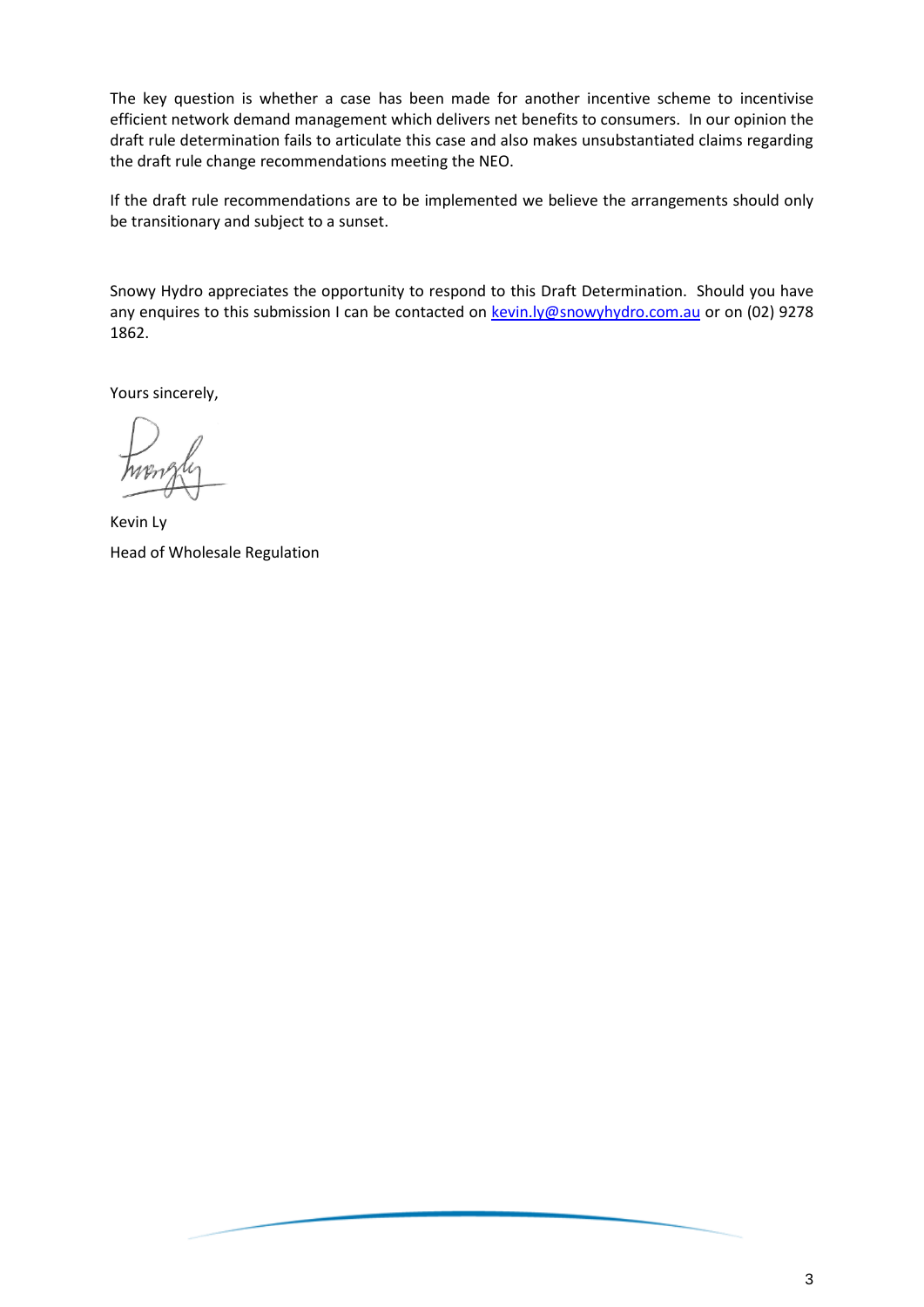The key question is whether a case has been made for another incentive scheme to incentivise efficient network demand management which delivers net benefits to consumers. In our opinion the draft rule determination fails to articulate this case and also makes unsubstantiated claims regarding the draft rule change recommendations meeting the NEO.

If the draft rule recommendations are to be implemented we believe the arrangements should only be transitionary and subject to a sunset.

Snowy Hydro appreciates the opportunity to respond to this Draft Determination. Should you have any enquires to this submission I can be contacted on kevin.ly@snowyhydro.com.au or on (02) 9278 1862.

Yours sincerely,

Kevin Ly
Head of Wholesale Regulation